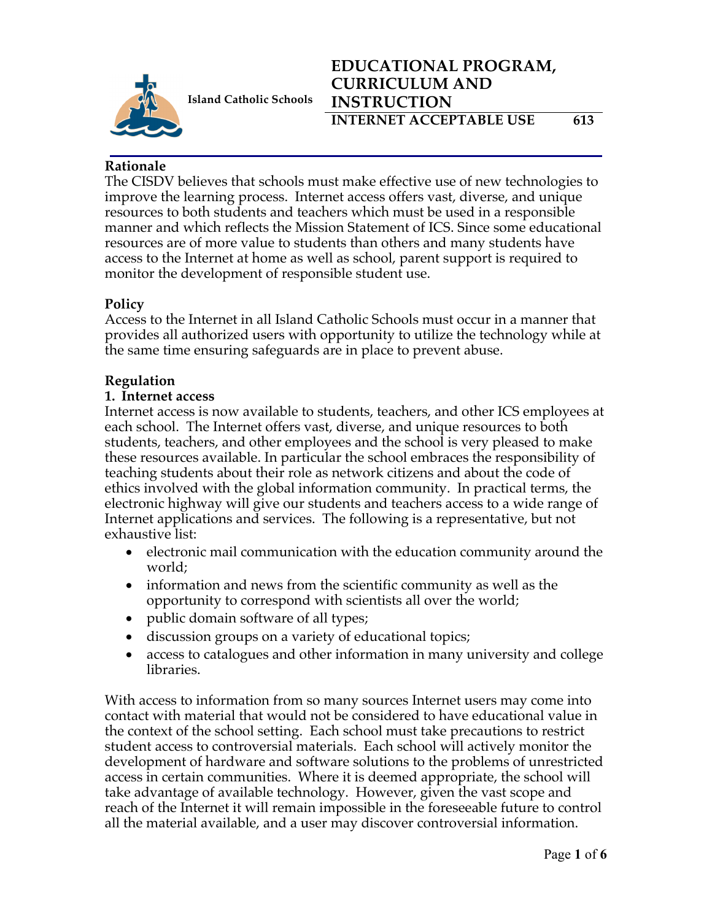Island Catholic Schools

# EDUCATIONAL PROGRAM, CURRICULUM AND INSTRUCTION

## INTERNET ACCEPTABLE USE 613

### Rationale

The CISDV believes that schools must make effective use of new technologies to improve the learning process. Internet access offers vast, diverse, and unique resources to both students and teachers which must be used in a responsible manner and which reflects the Mission Statement of ICS. Since some educational resources are of more value to students than others and many students have access to the Internet at home as well as school, parent support is required to monitor the development of responsible student use.

### Policy

Access to the Internet in all Island Catholic Schools must occur in a manner that provides all authorized users with opportunity to utilize the technology while at the same time ensuring safeguards are in place to prevent abuse.

### Regulation

#### 1. Internet access

Internet access is now available to students, teachers, and other ICS employees at each school. The Internet offers vast, diverse, and unique resources to both students, teachers, and other employees and the school is very pleased to make these resources available. In particular the school embraces the responsibility of teaching students about their role as network citizens and about the code of ethics involved with the global information community. In practical terms, the electronic highway will give our students and teachers access to a wide range of Internet applications and services. The following is a representative, but not exhaustive list:

- electronic mail communication with the education community around the world;
- information and news from the scientific community as well as the opportunity to correspond with scientists all over the world;
- public domain software of all types;
- discussion groups on a variety of educational topics;
- access to catalogues and other information in many university and college libraries.

With access to information from so many sources Internet users may come into contact with material that would not be considered to have educational value in the context of the school setting. Each school must take precautions to restrict student access to controversial materials. Each school will actively monitor the development of hardware and software solutions to the problems of unrestricted access in certain communities. Where it is deemed appropriate, the school will take advantage of available technology. However, given the vast scope and reach of the Internet it will remain impossible in the foreseeable future to control all the material available, and a user may discover controversial information.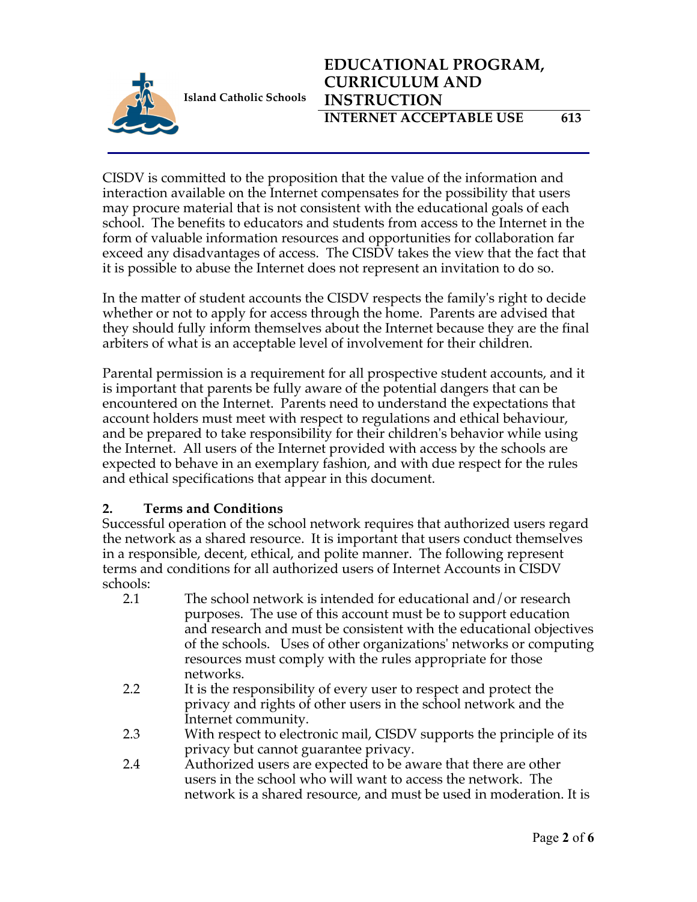CISDV is committed to the proposition that the value of the information and interaction available on the Internet compensates for the possibility that users may procure material that is not consistent with the educational goals of each school. The benefits to educators and students from access to the Internet in the form of valuable information resources and opportunities for collaboration far exceed any disadvantages of access. The CISDV takes the view that the fact that it is possible to abuse the Internet does not represent an invitation to do so.

In the matter of student accounts the CISDV respects the family's right to decide whether or not to apply for access through the home. Parents are advised that they should fully inform themselves about the Internet because they are the final arbiters of what is an acceptable level of involvement for their children.

Parental permission is a requirement for all prospective student accounts, and it is important that parents be fully aware of the potential dangers that can be encountered on the Internet. Parents need to understand the expectations that account holders must meet with respect to regulations and ethical behaviour, and be prepared to take responsibility for their children's behavior while using the Internet. All users of the Internet provided with access by the schools are expected to behave in an exemplary fashion, and with due respect for the rules and ethical specifications that appear in this document.

**2. Terms and Conditions**

Successful operation of the school network requires that authorized users regard the network as a shared resource. It is important that users conduct themselves in a responsible, decent, ethical, and polite manner. The following represent terms and conditions for all authorized users of Internet Accounts in CISDV schools:

2.1 The school network is intended for educational and/or research purposes. The use of this account must be to support education and research and must be consistent with the educational objectives of the schools. Uses of other organizations' networks or computing resources must comply with the rules appropriate for those networks.

2.2 It is the responsibility of every user to respect and protect the privacy and rights of other users in the school network and the Internet community.

2.3 With respect to electronic mail, CISDV supports the principle of its privacy but cannot guarantee privacy.

2.4 Authorized users are expected to be aware that there are other users in the school who will want to access the network. The network is a shared resource, and must be used in moderation. It is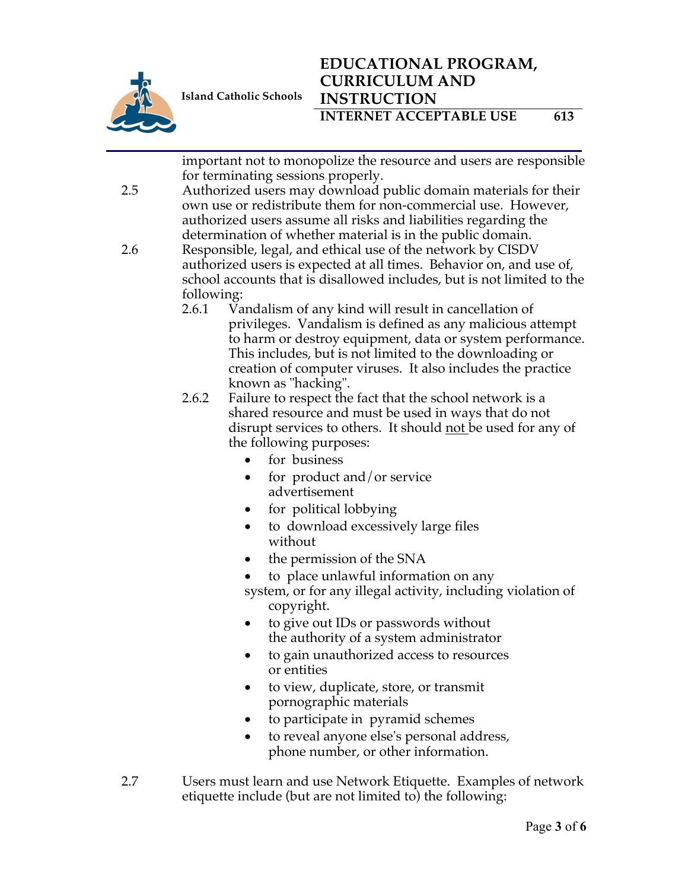important not to monopolize the resource and users are responsible for terminating sessions properly.

2.5 Authorized users may download public domain materials for their own use or redistribute them for non-commercial use. However, authorized users assume all risks and liabilities regarding the determination of whether material is in the public domain.

2.6 Responsible, legal, and ethical use of the network by CISDV authorized users is expected at all times. Behavior on, and use of, school accounts that is disallowed includes, but is not limited to the following:

2.6.1 Vandalism of any kind will result in cancellation of privileges. Vandalism is defined as any malicious attempt to harm or destroy equipment, data or system performance. This includes, but is not limited to the downloading or creation of computer viruses. It also includes the practice known as "hacking".

2.6.2 Failure to respect the fact that the school network is a shared resource and must be used in ways that do not disrupt services to others. It should not be used for any of the following purposes:

- for business
- for product and/or service advertisement
- for political lobbying
- to download excessively large files without
- the permission of the SNA
- to place unlawful information on any system, or for any illegal activity, including violation of copyright.
- to give out IDs or passwords without the authority of a system administrator
- to gain unauthorized access to resources or entities
- to view, duplicate, store, or transmit pornographic materials
- to participate in pyramid schemes
- to reveal anyone else's personal address, phone number, or other information.

2.7 Users must learn and use Network Etiquette. Examples of network etiquette include (but are not limited to) the following: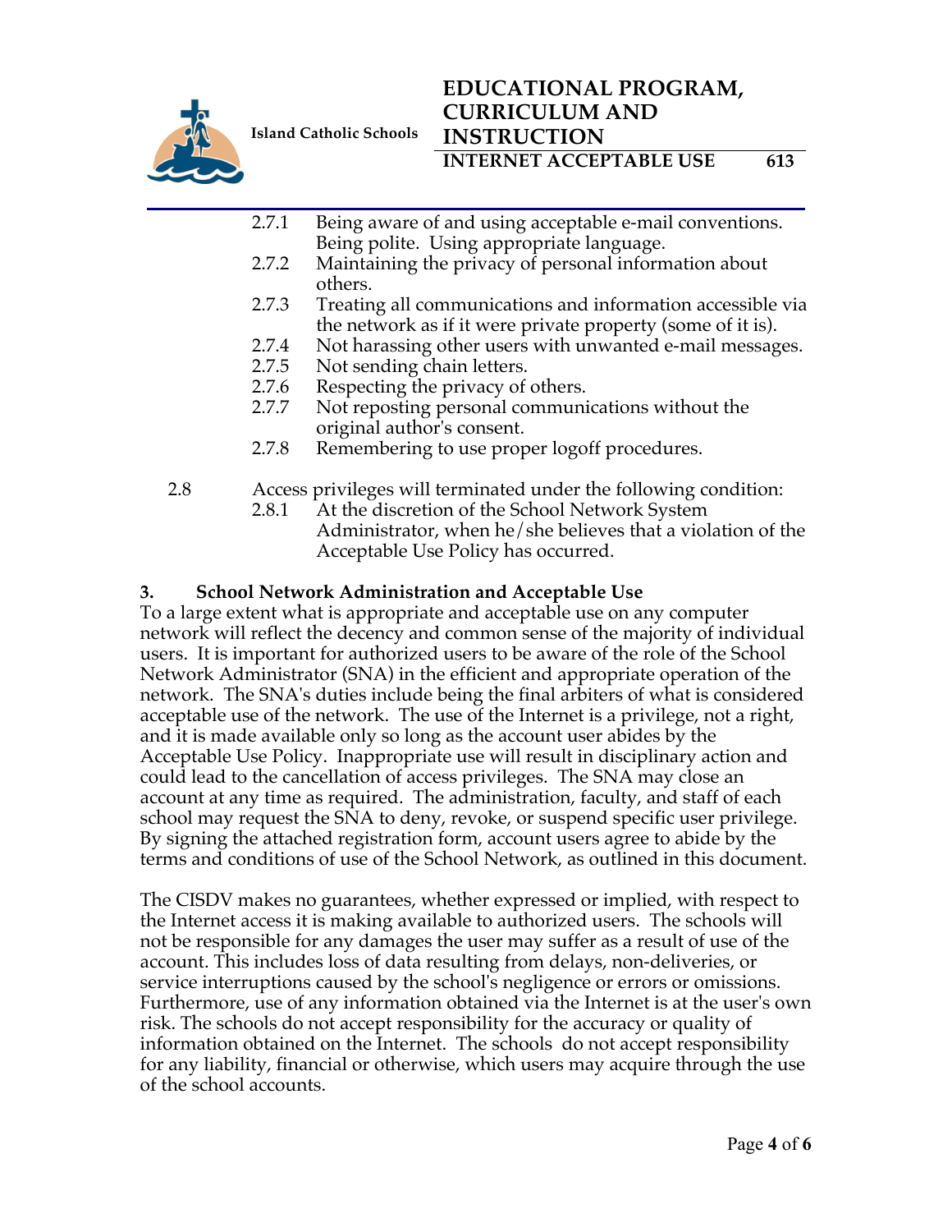- 2.7.1 Being aware of and using acceptable e-mail conventions. Being polite. Using appropriate language.
- 2.7.2 Maintaining the privacy of personal information about others.
- 2.7.3 Treating all communications and information accessible via the network as if it were private property (some of it is).
- 2.7.4 Not harassing other users with unwanted e-mail messages.
- 2.7.5 Not sending chain letters.
- 2.7.6 Respecting the privacy of others.
- 2.7.7 Not reposting personal communications without the original author's consent.
- 2.7.8 Remembering to use proper logoff procedures.

2.8 Access privileges will terminated under the following condition:

- 2.8.1 At the discretion of the School Network System Administrator, when he/she believes that a violation of the Acceptable Use Policy has occurred.

## 3. School Network Administration and Acceptable Use

To a large extent what is appropriate and acceptable use on any computer network will reflect the decency and common sense of the majority of individual users. It is important for authorized users to be aware of the role of the School Network Administrator (SNA) in the efficient and appropriate operation of the network. The SNA's duties include being the final arbiters of what is considered acceptable use of the network. The use of the Internet is a privilege, not a right, and it is made available only so long as the account user abides by the Acceptable Use Policy. Inappropriate use will result in disciplinary action and could lead to the cancellation of access privileges. The SNA may close an account at any time as required. The administration, faculty, and staff of each school may request the SNA to deny, revoke, or suspend specific user privilege. By signing the attached registration form, account users agree to abide by the terms and conditions of use of the School Network, as outlined in this document.

The CISDV makes no guarantees, whether expressed or implied, with respect to the Internet access it is making available to authorized users. The schools will not be responsible for any damages the user may suffer as a result of use of the account. This includes loss of data resulting from delays, non-deliveries, or service interruptions caused by the school's negligence or errors or omissions. Furthermore, use of any information obtained via the Internet is at the user's own risk. The schools do not accept responsibility for the accuracy or quality of information obtained on the Internet. The schools do not accept responsibility for any liability, financial or otherwise, which users may acquire through the use of the school accounts.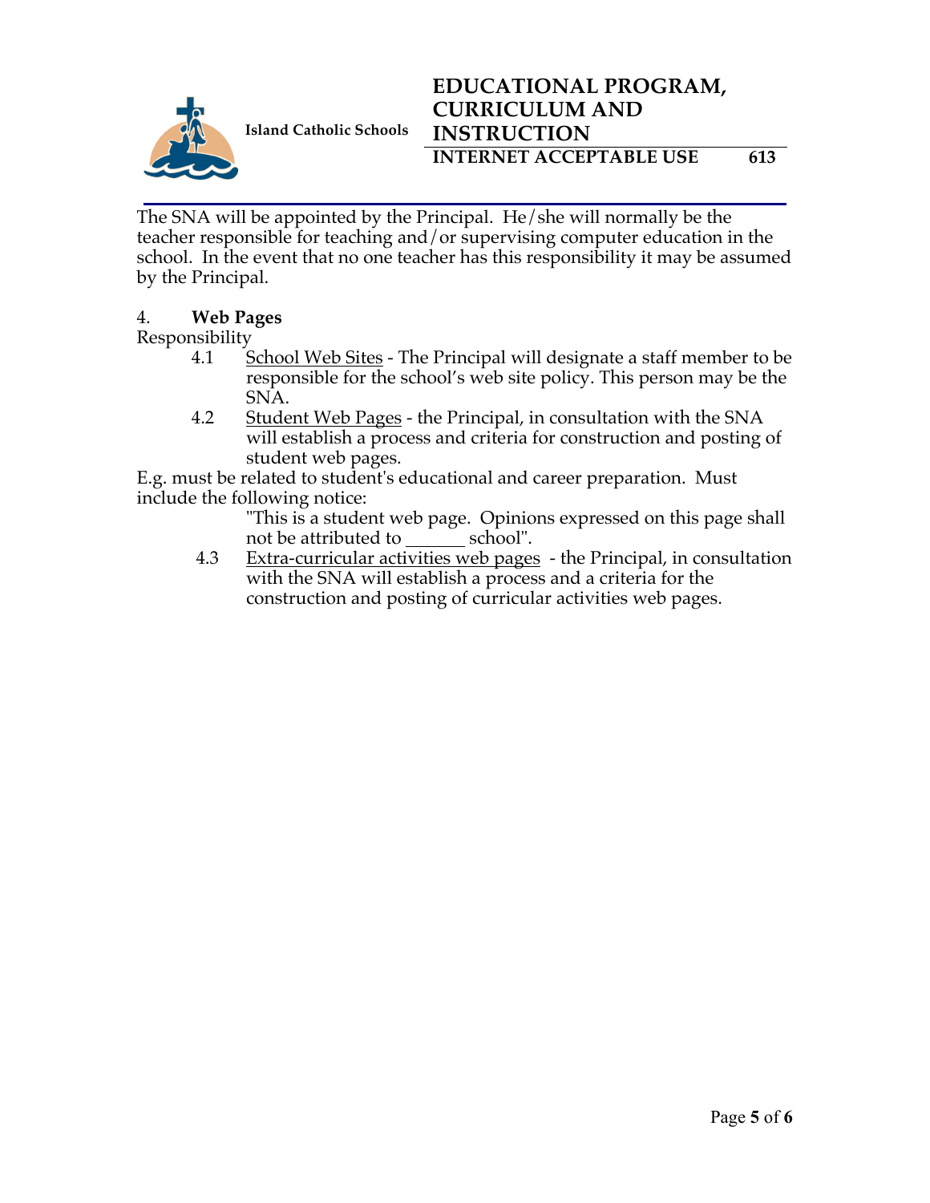The SNA will be appointed by the Principal. He/she will normally be the teacher responsible for teaching and/or supervising computer education in the school. In the event that no one teacher has this responsibility it may be assumed by the Principal.

4. **Web Pages**

Responsibility

4.1 School Web Sites - The Principal will designate a staff member to be responsible for the school's web site policy. This person may be the SNA.

4.2 Student Web Pages - the Principal, in consultation with the SNA will establish a process and criteria for construction and posting of student web pages.

E.g. must be related to student's educational and career preparation. Must include the following notice:

"This is a student web page. Opinions expressed on this page shall not be attributed to ______ school".

4.3 Extra-curricular activities web pages - the Principal, in consultation with the SNA will establish a process and a criteria for the construction and posting of curricular activities web pages.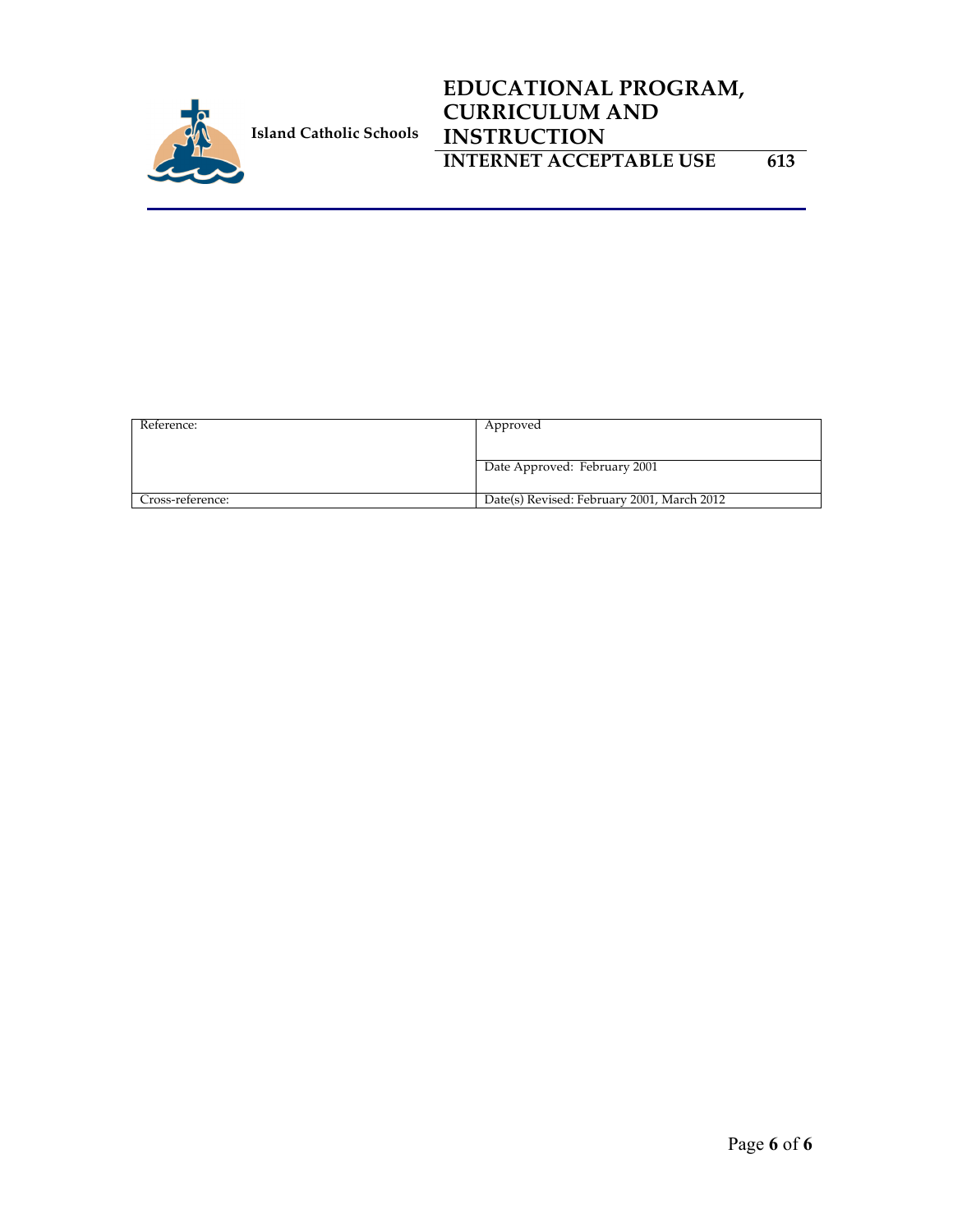| | |
|---|---|
| Reference: | Approved |
| | Date Approved: February 2001 |
| Cross-reference: | Date(s) Revised: February 2001, March 2012 |